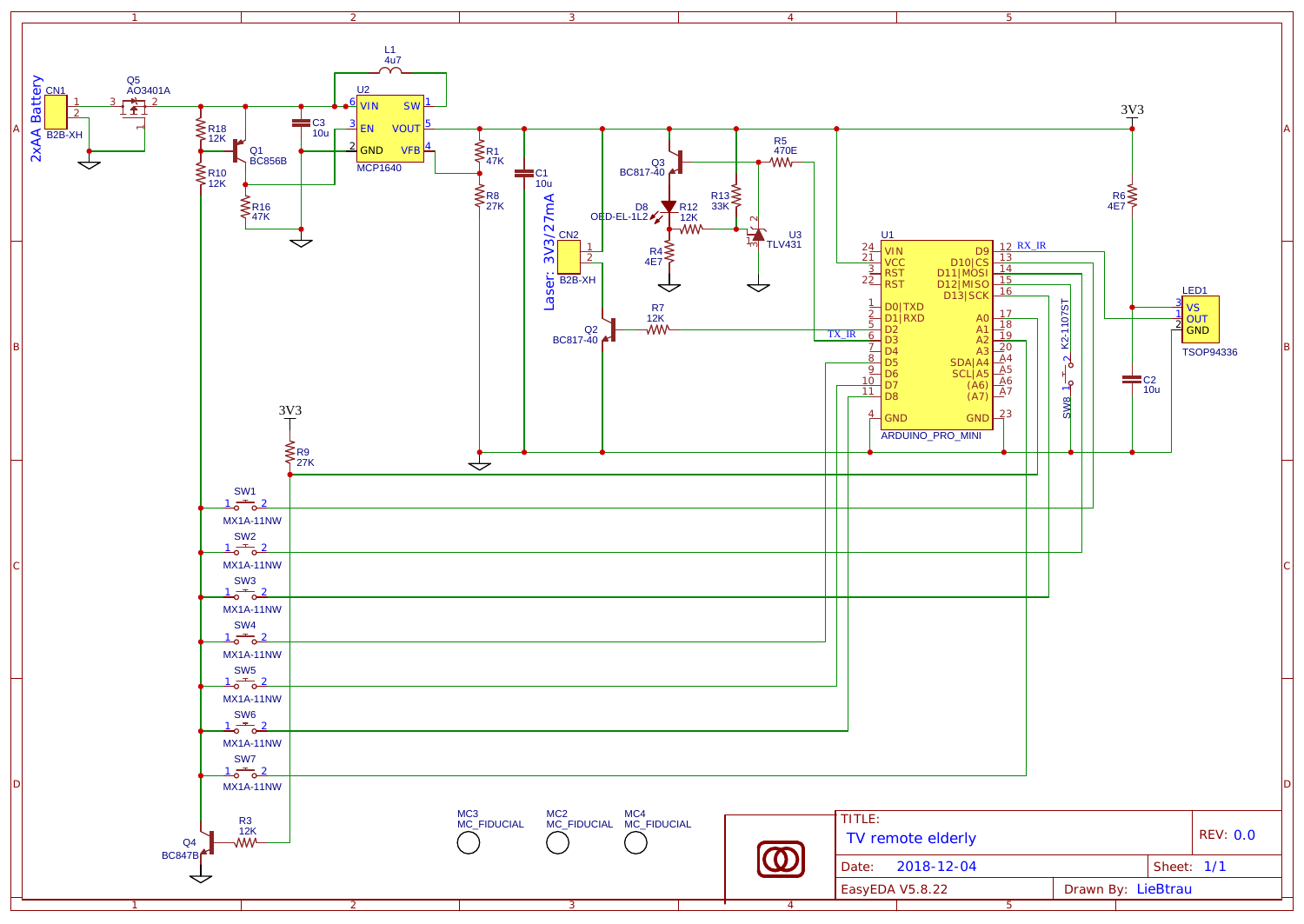TITLE: TV remote elderly

REV: 0.0

Date: 2018-12-04

Sheet: 1/1

EasyEDA V5.8.22

Drawn By: LieBtrau

2xAA Battery — CN1 B2B-XH

Q5 AO3401A

R18 12K

R10 12K

Q1 BC856B

R16 47K

C3 10u

L1 4u7

U2 MCP1640 (VIN, SW, EN, VOUT, GND, VFB)

R1 47K

R8 27K

C1 10u

Q3 BC817-40

D8 OED-EL-1L2

R12 12K

R4 4E7

R13 33K

R5 470E

U3 TLV431

3V3

R6 4E7

C2 10u

LED1 TSOP94336 (VS, OUT, GND)

Laser: 3V3/27mA — CN2 B2B-XH

Q2 BC817-40

R7 12K

TX_IR

RX_IR

U1 ARDUINO_PRO_MINI

| Pin | Name | Name | Pin |
|---|---|---|---|
| 24 | VIN | D9 | 12 |
| 21 | VCC | D10\|CS | 13 |
| 3 | RST | D11\|MOSI | 14 |
| 22 | RST | D12\|MISO | 15 |
| | | D13\|SCK | 16 |
| 1 | D0\|TXD | A0 | 17 |
| 2 | D1\|RXD | A1 | 18 |
| 5 | D2 | A2 | 19 |
| 6 | D3 | A3 | 20 |
| 7 | D4 | SDA\|A4 | A4 |
| 8 | D5 | SCL\|A5 | A5 |
| 9 | D6 | (A6) | A6 |
| 10 | D7 | (A7) | A7 |
| 11 | D8 | | |
| 4 | GND | GND | 23 |

SW8 K2-1107ST

R9 27K

SW1 MX1A-11NW

SW2 MX1A-11NW

SW3 MX1A-11NW

SW4 MX1A-11NW

SW5 MX1A-11NW

SW6 MX1A-11NW

SW7 MX1A-11NW

Q4 BC847B

R3 12K

MC3 MC_FIDUCIAL

MC2 MC_FIDUCIAL

MC4 MC_FIDUCIAL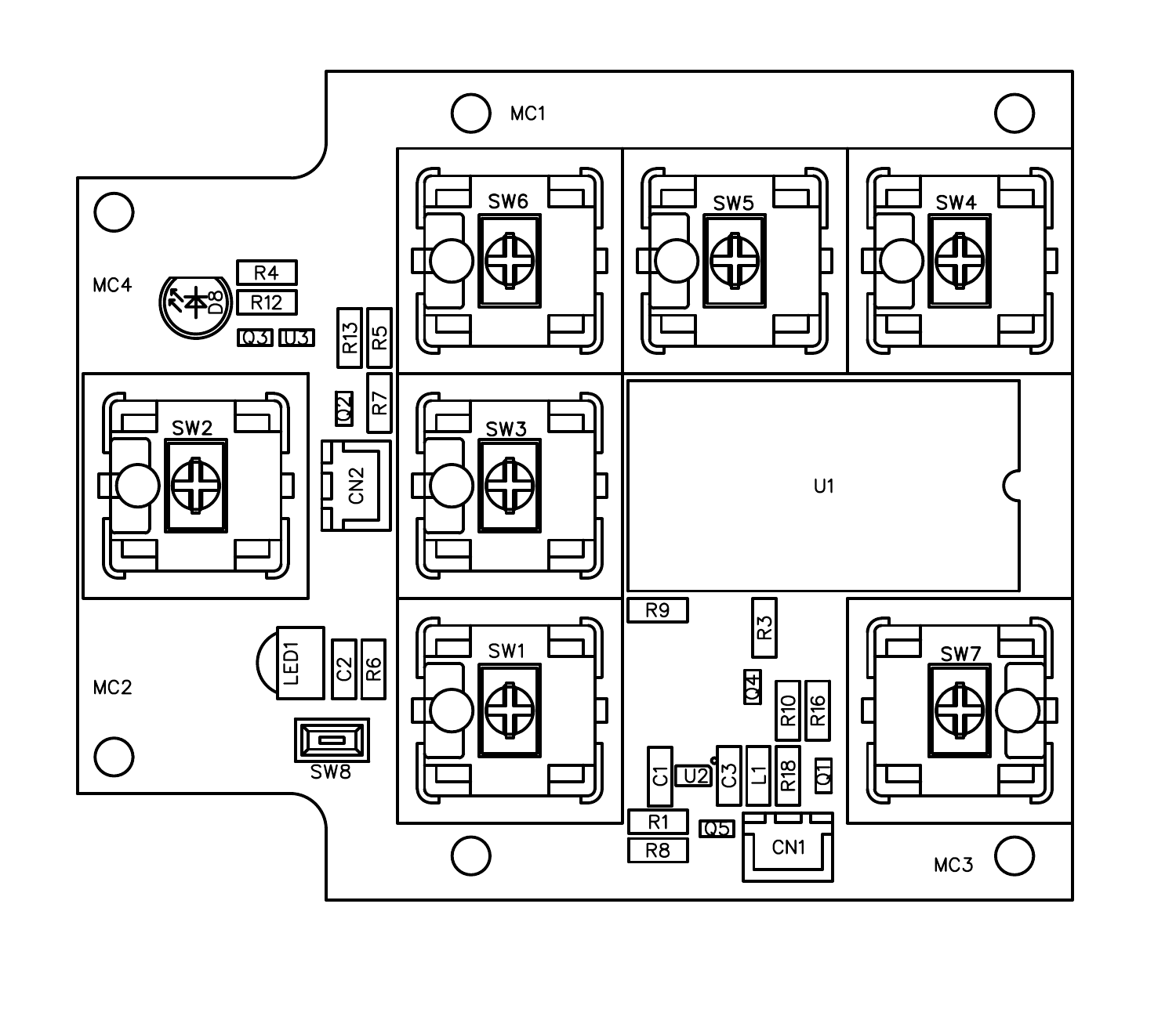MC1

SW6 SW5 SW4

MC4 R4 R12 D8

Q3 U3 R13 R5

Q2 R7

SW2 SW3 U1

CN2

R9 R3

LED1 C2 R6 SW1 SW7

MC2 Q4 R10 R16

SW8

C1 U2 C3 L1 R18 Q1

R1 Q5

R8 CN1 MC3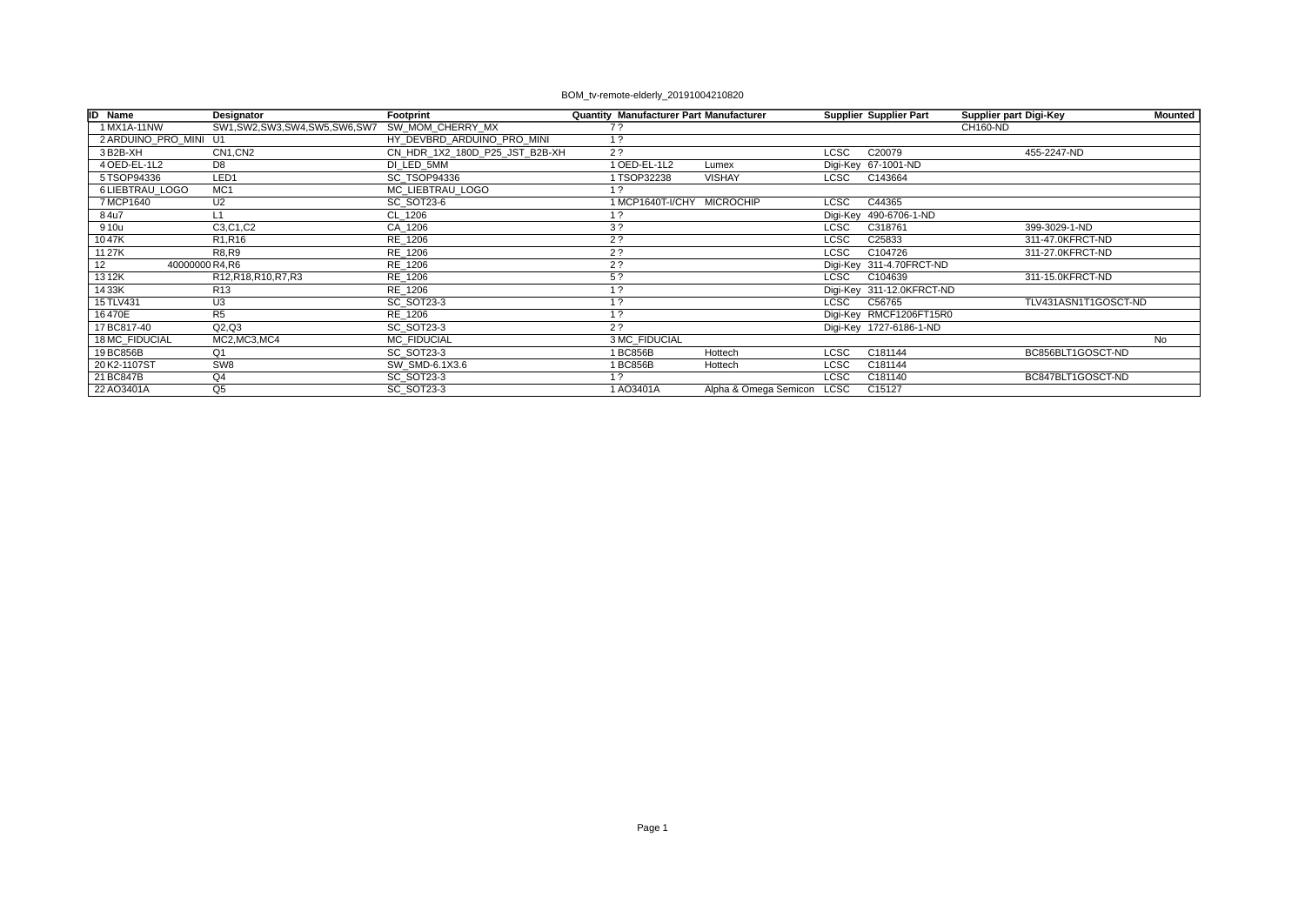BOM_tv-remote-elderly_20191004210820

| ID | Name | Designator | Footprint | Quantity | Manufacturer Part | Manufacturer | Supplier | Supplier Part | Supplier part Digi-Key | Mounted |
|---|---|---|---|---|---|---|---|---|---|---|
| 1 | MX1A-11NW | SW1,SW2,SW3,SW4,SW5,SW6,SW7 | SW_MOM_CHERRY_MX | 7 | ? | | | | CH160-ND | |
| 2 | ARDUINO_PRO_MINI | U1 | HY_DEVBRD_ARDUINO_PRO_MINI | 1 | ? | | | | | |
| 3 | B2B-XH | CN1,CN2 | CN_HDR_1X2_180D_P25_JST_B2B-XH | 2 | ? | | LCSC | C20079 | 455-2247-ND | |
| 4 | OED-EL-1L2 | D8 | DI_LED_5MM | 1 | OED-EL-1L2 | Lumex | Digi-Key | 67-1001-ND | | |
| 5 | TSOP94336 | LED1 | SC_TSOP94336 | 1 | TSOP32238 | VISHAY | LCSC | C143664 | | |
| 6 | LIEBTRAU_LOGO | MC1 | MC_LIEBTRAU_LOGO | 1 | ? | | | | | |
| 7 | MCP1640 | U2 | SC_SOT23-6 | 1 | MCP1640T-I/CHY | MICROCHIP | LCSC | C44365 | | |
| 8 | 4u7 | L1 | CL_1206 | 1 | ? | | Digi-Key | 490-6706-1-ND | | |
| 9 | 10u | C3,C1,C2 | CA_1206 | 3 | ? | | LCSC | C318761 | 399-3029-1-ND | |
| 10 | 47K | R1,R16 | RE_1206 | 2 | ? | | LCSC | C25833 | 311-47.0KFRCT-ND | |
| 11 | 27K | R8,R9 | RE_1206 | 2 | ? | | LCSC | C104726 | 311-27.0KFRCT-ND | |
| 12 | 40000000 | R4,R6 | RE_1206 | 2 | ? | | Digi-Key | 311-4.70FRCT-ND | | |
| 13 | 12K | R12,R18,R10,R7,R3 | RE_1206 | 5 | ? | | LCSC | C104639 | 311-15.0KFRCT-ND | |
| 14 | 33K | R13 | RE_1206 | 1 | ? | | Digi-Key | 311-12.0KFRCT-ND | | |
| 15 | TLV431 | U3 | SC_SOT23-3 | 1 | ? | | LCSC | C56765 | TLV431ASN1T1GOSCT-ND | |
| 16 | 470E | R5 | RE_1206 | 1 | ? | | Digi-Key | RMCF1206FT15R0 | | |
| 17 | BC817-40 | Q2,Q3 | SC_SOT23-3 | 2 | ? | | Digi-Key | 1727-6186-1-ND | | |
| 18 | MC_FIDUCIAL | MC2,MC3,MC4 | MC_FIDUCIAL | 3 | MC_FIDUCIAL | | | | | No |
| 19 | BC856B | Q1 | SC_SOT23-3 | 1 | BC856B | Hottech | LCSC | C181144 | BC856BLT1GOSCT-ND | |
| 20 | K2-1107ST | SW8 | SW_SMD-6.1X3.6 | 1 | BC856B | Hottech | LCSC | C181144 | | |
| 21 | BC847B | Q4 | SC_SOT23-3 | 1 | ? | | LCSC | C181140 | BC847BLT1GOSCT-ND | |
| 22 | AO3401A | Q5 | SC_SOT23-3 | 1 | AO3401A | Alpha & Omega Semicon | LCSC | C15127 | | |